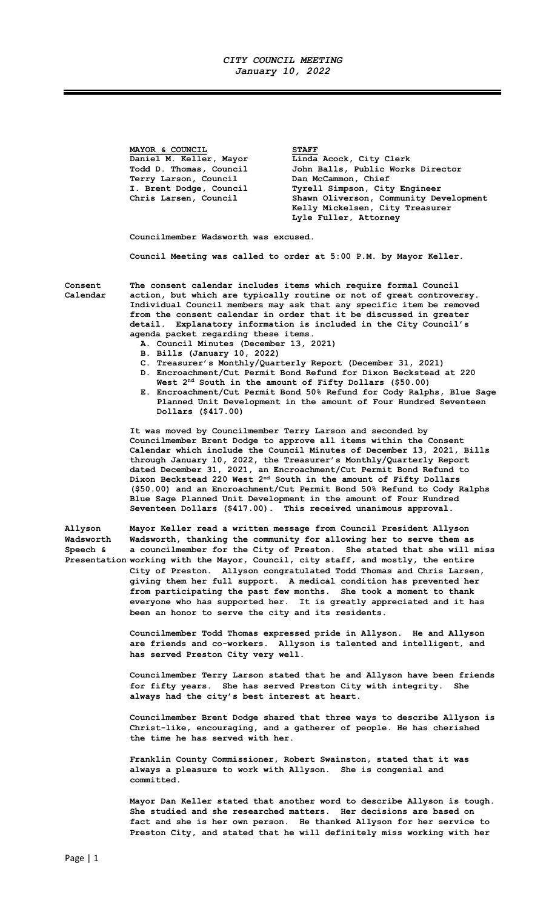# CITY COUNCIL MEETING
## January 10, 2022

| MAYOR & COUNCIL | STAFF |
|---|---|
| Daniel M. Keller, Mayor | Linda Acock, City Clerk |
| Todd D. Thomas, Council | John Balls, Public Works Director |
| Terry Larson, Council | Dan McCammon, Chief |
| I. Brent Dodge, Council | Tyrell Simpson, City Engineer |
| Chris Larsen, Council | Shawn Oliverson, Community Development |
| | Kelly Mickelsen, City Treasurer |
| | Lyle Fuller, Attorney |

Councilmember Wadsworth was excused.

Council Meeting was called to order at 5:00 P.M. by Mayor Keller.

**Consent Calendar**

The consent calendar includes items which require formal Council action, but which are typically routine or not of great controversy. Individual Council members may ask that any specific item be removed from the consent calendar in order that it be discussed in greater detail. Explanatory information is included in the City Council's agenda packet regarding these items.

A. Council Minutes (December 13, 2021)
B. Bills (January 10, 2022)
C. Treasurer's Monthly/Quarterly Report (December 31, 2021)
D. Encroachment/Cut Permit Bond Refund for Dixon Beckstead at 220 West 2nd South in the amount of Fifty Dollars ($50.00)
E. Encroachment/Cut Permit Bond 50% Refund for Cody Ralphs, Blue Sage Planned Unit Development in the amount of Four Hundred Seventeen Dollars ($417.00)

It was moved by Councilmember Terry Larson and seconded by Councilmember Brent Dodge to approve all items within the Consent Calendar which include the Council Minutes of December 13, 2021, Bills through January 10, 2022, the Treasurer's Monthly/Quarterly Report dated December 31, 2021, an Encroachment/Cut Permit Bond Refund to Dixon Beckstead 220 West 2nd South in the amount of Fifty Dollars ($50.00) and an Encroachment/Cut Permit Bond 50% Refund to Cody Ralphs Blue Sage Planned Unit Development in the amount of Four Hundred Seventeen Dollars ($417.00). This received unanimous approval.

**Allyson Wadsworth Speech & Presentation**

Mayor Keller read a written message from Council President Allyson Wadsworth, thanking the community for allowing her to serve them as a councilmember for the City of Preston. She stated that she will miss working with the Mayor, Council, city staff, and mostly, the entire City of Preston. Allyson congratulated Todd Thomas and Chris Larsen, giving them her full support. A medical condition has prevented her from participating the past few months. She took a moment to thank everyone who has supported her. It is greatly appreciated and it has been an honor to serve the city and its residents.

Councilmember Todd Thomas expressed pride in Allyson. He and Allyson are friends and co-workers. Allyson is talented and intelligent, and has served Preston City very well.

Councilmember Terry Larson stated that he and Allyson have been friends for fifty years. She has served Preston City with integrity. She always had the city's best interest at heart.

Councilmember Brent Dodge shared that three ways to describe Allyson is Christ-like, encouraging, and a gatherer of people. He has cherished the time he has served with her.

Franklin County Commissioner, Robert Swainston, stated that it was always a pleasure to work with Allyson. She is congenial and committed.

Mayor Dan Keller stated that another word to describe Allyson is tough. She studied and she researched matters. Her decisions are based on fact and she is her own person. He thanked Allyson for her service to Preston City, and stated that he will definitely miss working with her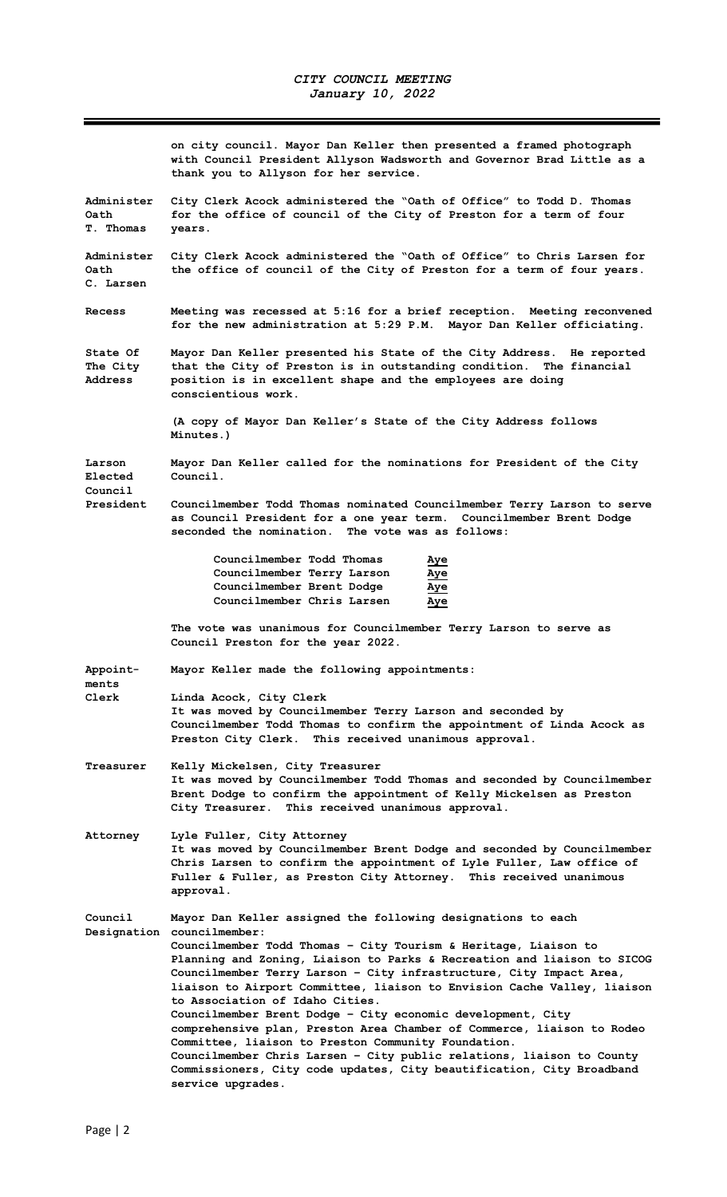on city council. Mayor Dan Keller then presented a framed photograph with Council President Allyson Wadsworth and Governor Brad Little as a thank you to Allyson for her service.

**Administer Oath T. Thomas** — City Clerk Acock administered the "Oath of Office" to Todd D. Thomas for the office of council of the City of Preston for a term of four years.

**Administer Oath C. Larsen** — City Clerk Acock administered the "Oath of Office" to Chris Larsen for the office of council of the City of Preston for a term of four years.

**Recess** — Meeting was recessed at 5:16 for a brief reception. Meeting reconvened for the new administration at 5:29 P.M. Mayor Dan Keller officiating.

**State Of The City Address** — Mayor Dan Keller presented his State of the City Address. He reported that the City of Preston is in outstanding condition. The financial position is in excellent shape and the employees are doing conscientious work.

(A copy of Mayor Dan Keller's State of the City Address follows Minutes.)

**Larson Elected Council President** — Mayor Dan Keller called for the nominations for President of the City Council.

Councilmember Todd Thomas nominated Councilmember Terry Larson to serve as Council President for a one year term. Councilmember Brent Dodge seconded the nomination. The vote was as follows:

| | |
|---|---|
| Councilmember Todd Thomas | Aye |
| Councilmember Terry Larson | Aye |
| Councilmember Brent Dodge | Aye |
| Councilmember Chris Larsen | Aye |

The vote was unanimous for Councilmember Terry Larson to serve as Council Preston for the year 2022.

**Appointments** — Mayor Keller made the following appointments:

**Clerk** — Linda Acock, City Clerk
It was moved by Councilmember Terry Larson and seconded by Councilmember Todd Thomas to confirm the appointment of Linda Acock as Preston City Clerk. This received unanimous approval.

**Treasurer** — Kelly Mickelsen, City Treasurer
It was moved by Councilmember Todd Thomas and seconded by Councilmember Brent Dodge to confirm the appointment of Kelly Mickelsen as Preston City Treasurer. This received unanimous approval.

**Attorney** — Lyle Fuller, City Attorney
It was moved by Councilmember Brent Dodge and seconded by Councilmember Chris Larsen to confirm the appointment of Lyle Fuller, Law office of Fuller & Fuller, as Preston City Attorney. This received unanimous approval.

**Council Designation** — Mayor Dan Keller assigned the following designations to each councilmember:

Councilmember Todd Thomas – City Tourism & Heritage, Liaison to Planning and Zoning, Liaison to Parks & Recreation and liaison to SICOG
Councilmember Terry Larson – City infrastructure, City Impact Area, liaison to Airport Committee, liaison to Envision Cache Valley, liaison to Association of Idaho Cities.
Councilmember Brent Dodge – City economic development, City comprehensive plan, Preston Area Chamber of Commerce, liaison to Rodeo Committee, liaison to Preston Community Foundation.
Councilmember Chris Larsen – City public relations, liaison to County Commissioners, City code updates, City beautification, City Broadband service upgrades.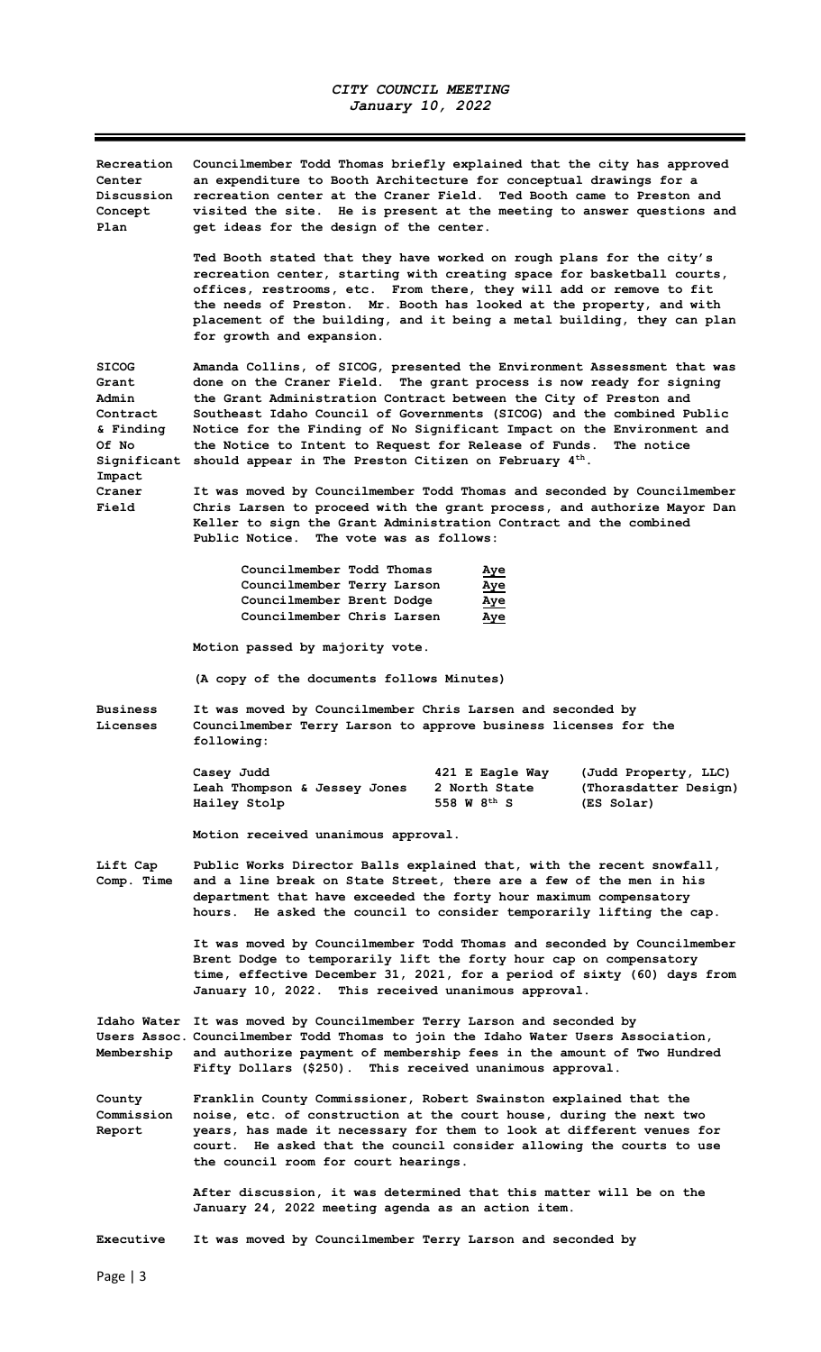*CITY COUNCIL MEETING*
*January 10, 2022*

**Recreation Center Discussion Concept Plan**

**Councilmember Todd Thomas briefly explained that the city has approved an expenditure to Booth Architecture for conceptual drawings for a recreation center at the Craner Field. Ted Booth came to Preston and visited the site. He is present at the meeting to answer questions and get ideas for the design of the center.**

**Ted Booth stated that they have worked on rough plans for the city's recreation center, starting with creating space for basketball courts, offices, restrooms, etc. From there, they will add or remove to fit the needs of Preston. Mr. Booth has looked at the property, and with placement of the building, and it being a metal building, they can plan for growth and expansion.**

**SICOG Grant Admin Contract & Finding Of No Significant Impact Craner Field**

**Amanda Collins, of SICOG, presented the Environment Assessment that was done on the Craner Field. The grant process is now ready for signing the Grant Administration Contract between the City of Preston and Southeast Idaho Council of Governments (SICOG) and the combined Public Notice for the Finding of No Significant Impact on the Environment and the Notice to Intent to Request for Release of Funds. The notice should appear in The Preston Citizen on February 4th.**

**It was moved by Councilmember Todd Thomas and seconded by Councilmember Chris Larsen to proceed with the grant process, and authorize Mayor Dan Keller to sign the Grant Administration Contract and the combined Public Notice. The vote was as follows:**

| | |
|---|---|
| **Councilmember Todd Thomas** | **Aye** |
| **Councilmember Terry Larson** | **Aye** |
| **Councilmember Brent Dodge** | **Aye** |
| **Councilmember Chris Larsen** | **Aye** |

**Motion passed by majority vote.**

**(A copy of the documents follows Minutes)**

**Business Licenses**

**It was moved by Councilmember Chris Larsen and seconded by Councilmember Terry Larson to approve business licenses for the following:**

| | | |
|---|---|---|
| **Casey Judd** | **421 E Eagle Way** | **(Judd Property, LLC)** |
| **Leah Thompson & Jessey Jones** | **2 North State** | **(Thorasdatter Design)** |
| **Hailey Stolp** | **558 W 8th S** | **(ES Solar)** |

**Motion received unanimous approval.**

**Lift Cap Comp. Time**

**Public Works Director Balls explained that, with the recent snowfall, and a line break on State Street, there are a few of the men in his department that have exceeded the forty hour maximum compensatory hours. He asked the council to consider temporarily lifting the cap.**

**It was moved by Councilmember Todd Thomas and seconded by Councilmember Brent Dodge to temporarily lift the forty hour cap on compensatory time, effective December 31, 2021, for a period of sixty (60) days from January 10, 2022. This received unanimous approval.**

**Idaho Water Users Assoc. Membership**

**It was moved by Councilmember Terry Larson and seconded by Councilmember Todd Thomas to join the Idaho Water Users Association, and authorize payment of membership fees in the amount of Two Hundred Fifty Dollars ($250). This received unanimous approval.**

**County Commission Report**

**Franklin County Commissioner, Robert Swainston explained that the noise, etc. of construction at the court house, during the next two years, has made it necessary for them to look at different venues for court. He asked that the council consider allowing the courts to use the council room for court hearings.**

**After discussion, it was determined that this matter will be on the January 24, 2022 meeting agenda as an action item.**

**Executive**

**It was moved by Councilmember Terry Larson and seconded by**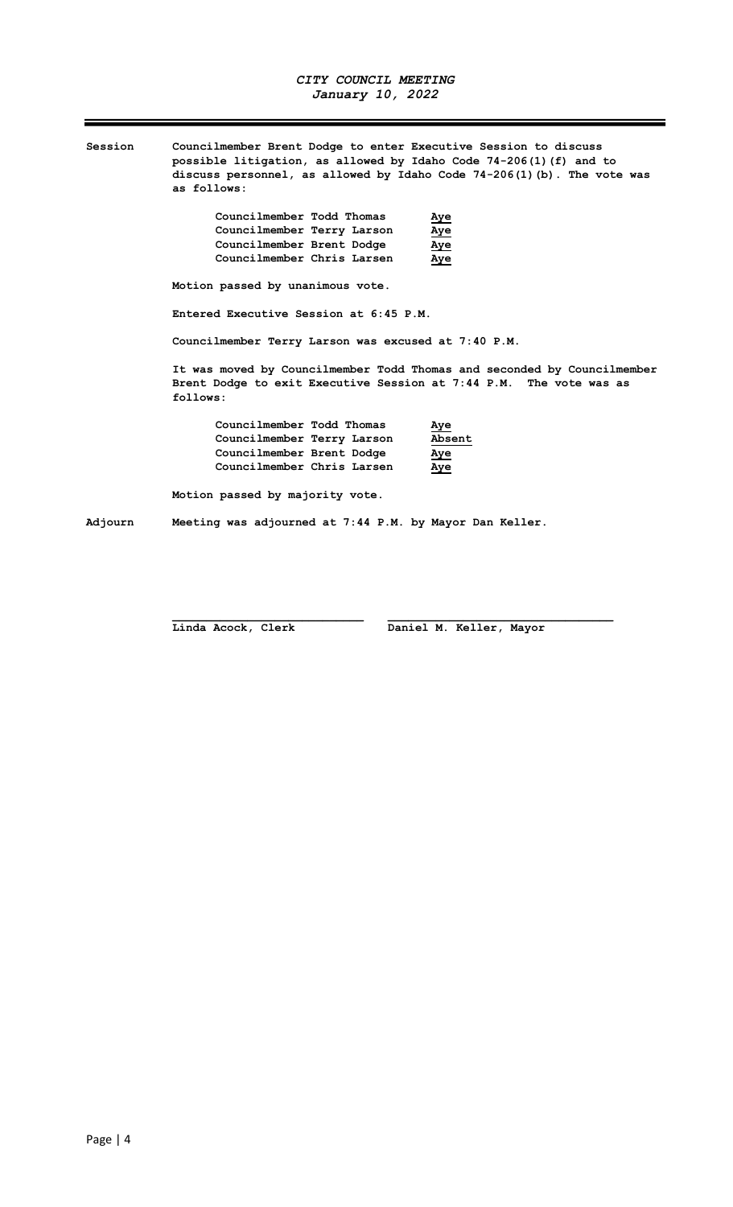*CITY COUNCIL MEETING*
*January 10, 2022*

**Session** Councilmember Brent Dodge to enter Executive Session to discuss possible litigation, as allowed by Idaho Code 74-206(1)(f) and to discuss personnel, as allowed by Idaho Code 74-206(1)(b). The vote was as follows:

| | |
|---|---|
| Councilmember Todd Thomas | Aye |
| Councilmember Terry Larson | Aye |
| Councilmember Brent Dodge | Aye |
| Councilmember Chris Larsen | Aye |

Motion passed by unanimous vote.

Entered Executive Session at 6:45 P.M.

Councilmember Terry Larson was excused at 7:40 P.M.

It was moved by Councilmember Todd Thomas and seconded by Councilmember Brent Dodge to exit Executive Session at 7:44 P.M. The vote was as follows:

| | |
|---|---|
| Councilmember Todd Thomas | Aye |
| Councilmember Terry Larson | Absent |
| Councilmember Brent Dodge | Aye |
| Councilmember Chris Larsen | Aye |

Motion passed by majority vote.

**Adjourn** Meeting was adjourned at 7:44 P.M. by Mayor Dan Keller.

\_\_\_\_\_\_\_\_\_\_\_\_\_\_\_\_\_\_\_\_\_\_\_\_\_\_ \_\_\_\_\_\_\_\_\_\_\_\_\_\_\_\_\_\_\_\_\_\_\_\_\_\_\_\_\_\_

Linda Acock, Clerk Daniel M. Keller, Mayor